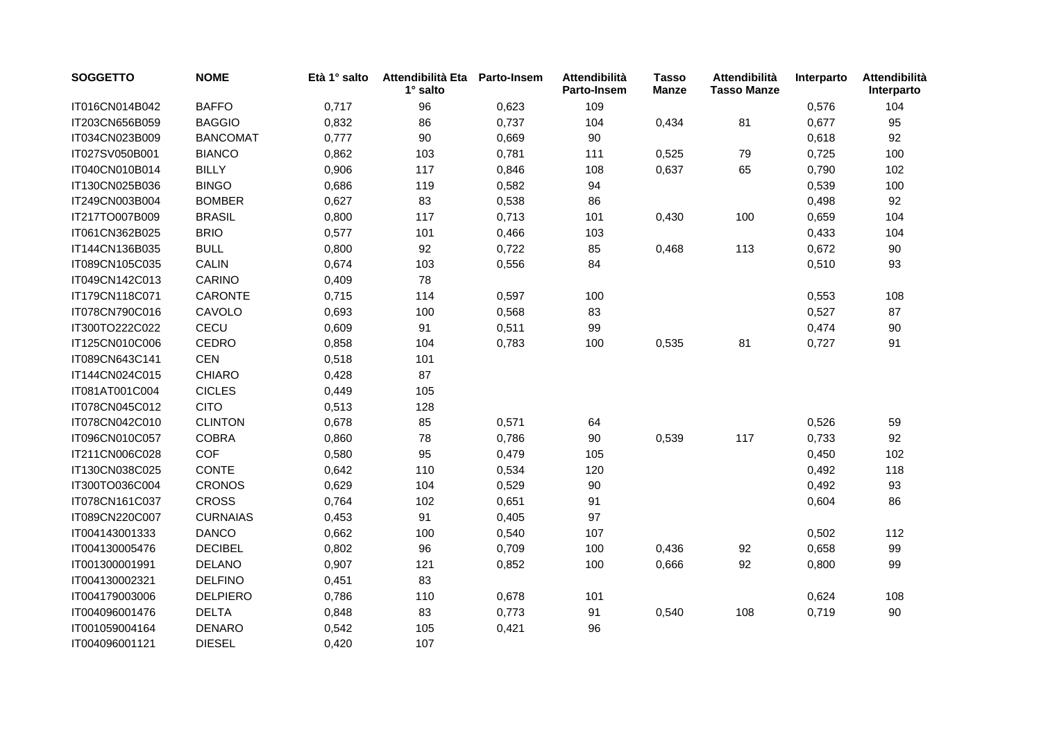| SOGGETTO | NOME | Età 1° salto | Attendibilità Eta 1° salto | Parto-Insem | Attendibilità Parto-Insem | Tasso Manze | Attendibilità Tasso Manze | Interparto | Attendibilità Interparto |
|---|---|---|---|---|---|---|---|---|---|
| IT016CN014B042 | BAFFO | 0,717 | 96 | 0,623 | 109 | | | 0,576 | 104 |
| IT203CN656B059 | BAGGIO | 0,832 | 86 | 0,737 | 104 | 0,434 | 81 | 0,677 | 95 |
| IT034CN023B009 | BANCOMAT | 0,777 | 90 | 0,669 | 90 | | | 0,618 | 92 |
| IT027SV050B001 | BIANCO | 0,862 | 103 | 0,781 | 111 | 0,525 | 79 | 0,725 | 100 |
| IT040CN010B014 | BILLY | 0,906 | 117 | 0,846 | 108 | 0,637 | 65 | 0,790 | 102 |
| IT130CN025B036 | BINGO | 0,686 | 119 | 0,582 | 94 | | | 0,539 | 100 |
| IT249CN003B004 | BOMBER | 0,627 | 83 | 0,538 | 86 | | | 0,498 | 92 |
| IT217TO007B009 | BRASIL | 0,800 | 117 | 0,713 | 101 | 0,430 | 100 | 0,659 | 104 |
| IT061CN362B025 | BRIO | 0,577 | 101 | 0,466 | 103 | | | 0,433 | 104 |
| IT144CN136B035 | BULL | 0,800 | 92 | 0,722 | 85 | 0,468 | 113 | 0,672 | 90 |
| IT089CN105C035 | CALIN | 0,674 | 103 | 0,556 | 84 | | | 0,510 | 93 |
| IT049CN142C013 | CARINO | 0,409 | 78 | | | | | | |
| IT179CN118C071 | CARONTE | 0,715 | 114 | 0,597 | 100 | | | 0,553 | 108 |
| IT078CN790C016 | CAVOLO | 0,693 | 100 | 0,568 | 83 | | | 0,527 | 87 |
| IT300TO222C022 | CECU | 0,609 | 91 | 0,511 | 99 | | | 0,474 | 90 |
| IT125CN010C006 | CEDRO | 0,858 | 104 | 0,783 | 100 | 0,535 | 81 | 0,727 | 91 |
| IT089CN643C141 | CEN | 0,518 | 101 | | | | | | |
| IT144CN024C015 | CHIARO | 0,428 | 87 | | | | | | |
| IT081AT001C004 | CICLES | 0,449 | 105 | | | | | | |
| IT078CN045C012 | CITO | 0,513 | 128 | | | | | | |
| IT078CN042C010 | CLINTON | 0,678 | 85 | 0,571 | 64 | | | 0,526 | 59 |
| IT096CN010C057 | COBRA | 0,860 | 78 | 0,786 | 90 | 0,539 | 117 | 0,733 | 92 |
| IT211CN006C028 | COF | 0,580 | 95 | 0,479 | 105 | | | 0,450 | 102 |
| IT130CN038C025 | CONTE | 0,642 | 110 | 0,534 | 120 | | | 0,492 | 118 |
| IT300TO036C004 | CRONOS | 0,629 | 104 | 0,529 | 90 | | | 0,492 | 93 |
| IT078CN161C037 | CROSS | 0,764 | 102 | 0,651 | 91 | | | 0,604 | 86 |
| IT089CN220C007 | CURNAIAS | 0,453 | 91 | 0,405 | 97 | | | | |
| IT004143001333 | DANCO | 0,662 | 100 | 0,540 | 107 | | | 0,502 | 112 |
| IT004130005476 | DECIBEL | 0,802 | 96 | 0,709 | 100 | 0,436 | 92 | 0,658 | 99 |
| IT001300001991 | DELANO | 0,907 | 121 | 0,852 | 100 | 0,666 | 92 | 0,800 | 99 |
| IT004130002321 | DELFINO | 0,451 | 83 | | | | | | |
| IT004179003006 | DELPIERO | 0,786 | 110 | 0,678 | 101 | | | 0,624 | 108 |
| IT004096001476 | DELTA | 0,848 | 83 | 0,773 | 91 | 0,540 | 108 | 0,719 | 90 |
| IT001059004164 | DENARO | 0,542 | 105 | 0,421 | 96 | | | | |
| IT004096001121 | DIESEL | 0,420 | 107 | | | | | | |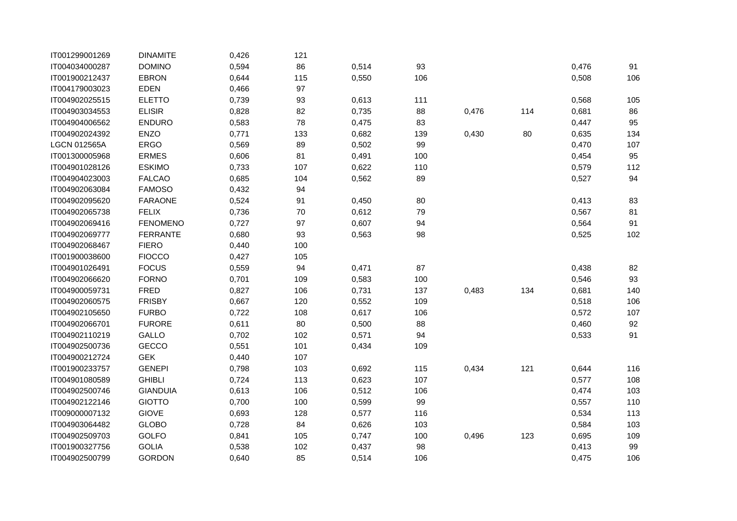| | | | | | | | | | |
|---|---|---|---|---|---|---|---|---|---|
| IT001299001269 | DINAMITE | 0,426 | 121 | | | | | | |
| IT004034000287 | DOMINO | 0,594 | 86 | 0,514 | 93 | | | 0,476 | 91 |
| IT001900212437 | EBRON | 0,644 | 115 | 0,550 | 106 | | | 0,508 | 106 |
| IT004179003023 | EDEN | 0,466 | 97 | | | | | | |
| IT004902025515 | ELETTO | 0,739 | 93 | 0,613 | 111 | | | 0,568 | 105 |
| IT004903034553 | ELISIR | 0,828 | 82 | 0,735 | 88 | 0,476 | 114 | 0,681 | 86 |
| IT004904006562 | ENDURO | 0,583 | 78 | 0,475 | 83 | | | 0,447 | 95 |
| IT004902024392 | ENZO | 0,771 | 133 | 0,682 | 139 | 0,430 | 80 | 0,635 | 134 |
| LGCN 012565A | ERGO | 0,569 | 89 | 0,502 | 99 | | | 0,470 | 107 |
| IT001300005968 | ERMES | 0,606 | 81 | 0,491 | 100 | | | 0,454 | 95 |
| IT004901028126 | ESKIMO | 0,733 | 107 | 0,622 | 110 | | | 0,579 | 112 |
| IT004904023003 | FALCAO | 0,685 | 104 | 0,562 | 89 | | | 0,527 | 94 |
| IT004902063084 | FAMOSO | 0,432 | 94 | | | | | | |
| IT004902095620 | FARAONE | 0,524 | 91 | 0,450 | 80 | | | 0,413 | 83 |
| IT004902065738 | FELIX | 0,736 | 70 | 0,612 | 79 | | | 0,567 | 81 |
| IT004902069416 | FENOMENO | 0,727 | 97 | 0,607 | 94 | | | 0,564 | 91 |
| IT004902069777 | FERRANTE | 0,680 | 93 | 0,563 | 98 | | | 0,525 | 102 |
| IT004902068467 | FIERO | 0,440 | 100 | | | | | | |
| IT001900038600 | FIOCCO | 0,427 | 105 | | | | | | |
| IT004901026491 | FOCUS | 0,559 | 94 | 0,471 | 87 | | | 0,438 | 82 |
| IT004902066620 | FORNO | 0,701 | 109 | 0,583 | 100 | | | 0,546 | 93 |
| IT004900059731 | FRED | 0,827 | 106 | 0,731 | 137 | 0,483 | 134 | 0,681 | 140 |
| IT004902060575 | FRISBY | 0,667 | 120 | 0,552 | 109 | | | 0,518 | 106 |
| IT004902105650 | FURBO | 0,722 | 108 | 0,617 | 106 | | | 0,572 | 107 |
| IT004902066701 | FURORE | 0,611 | 80 | 0,500 | 88 | | | 0,460 | 92 |
| IT004902110219 | GALLO | 0,702 | 102 | 0,571 | 94 | | | 0,533 | 91 |
| IT004902500736 | GECCO | 0,551 | 101 | 0,434 | 109 | | | | |
| IT004900212724 | GEK | 0,440 | 107 | | | | | | |
| IT001900233757 | GENEPI | 0,798 | 103 | 0,692 | 115 | 0,434 | 121 | 0,644 | 116 |
| IT004901080589 | GHIBLI | 0,724 | 113 | 0,623 | 107 | | | 0,577 | 108 |
| IT004902500746 | GIANDUIA | 0,613 | 106 | 0,512 | 106 | | | 0,474 | 103 |
| IT004902122146 | GIOTTO | 0,700 | 100 | 0,599 | 99 | | | 0,557 | 110 |
| IT009000007132 | GIOVE | 0,693 | 128 | 0,577 | 116 | | | 0,534 | 113 |
| IT004903064482 | GLOBO | 0,728 | 84 | 0,626 | 103 | | | 0,584 | 103 |
| IT004902509703 | GOLFO | 0,841 | 105 | 0,747 | 100 | 0,496 | 123 | 0,695 | 109 |
| IT001900327756 | GOLIA | 0,538 | 102 | 0,437 | 98 | | | 0,413 | 99 |
| IT004902500799 | GORDON | 0,640 | 85 | 0,514 | 106 | | | 0,475 | 106 |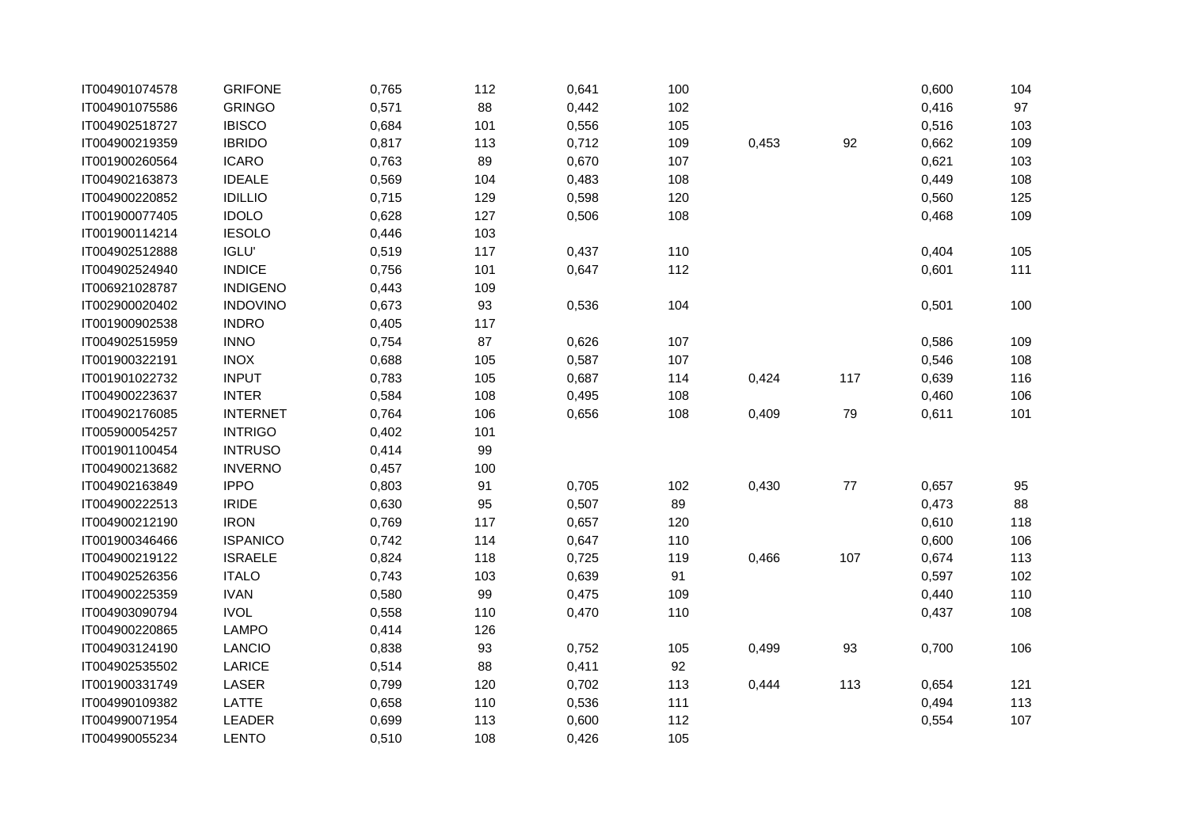| | | | | | | | | | |
|---|---|---|---|---|---|---|---|---|---|
| IT004901074578 | GRIFONE | 0,765 | 112 | 0,641 | 100 | | | 0,600 | 104 |
| IT004901075586 | GRINGO | 0,571 | 88 | 0,442 | 102 | | | 0,416 | 97 |
| IT004902518727 | IBISCO | 0,684 | 101 | 0,556 | 105 | | | 0,516 | 103 |
| IT004900219359 | IBRIDO | 0,817 | 113 | 0,712 | 109 | 0,453 | 92 | 0,662 | 109 |
| IT001900260564 | ICARO | 0,763 | 89 | 0,670 | 107 | | | 0,621 | 103 |
| IT004902163873 | IDEALE | 0,569 | 104 | 0,483 | 108 | | | 0,449 | 108 |
| IT004900220852 | IDILLIO | 0,715 | 129 | 0,598 | 120 | | | 0,560 | 125 |
| IT001900077405 | IDOLO | 0,628 | 127 | 0,506 | 108 | | | 0,468 | 109 |
| IT001900114214 | IESOLO | 0,446 | 103 | | | | | | |
| IT004902512888 | IGLU' | 0,519 | 117 | 0,437 | 110 | | | 0,404 | 105 |
| IT004902524940 | INDICE | 0,756 | 101 | 0,647 | 112 | | | 0,601 | 111 |
| IT006921028787 | INDIGENO | 0,443 | 109 | | | | | | |
| IT002900020402 | INDOVINO | 0,673 | 93 | 0,536 | 104 | | | 0,501 | 100 |
| IT001900902538 | INDRO | 0,405 | 117 | | | | | | |
| IT004902515959 | INNO | 0,754 | 87 | 0,626 | 107 | | | 0,586 | 109 |
| IT001900322191 | INOX | 0,688 | 105 | 0,587 | 107 | | | 0,546 | 108 |
| IT001901022732 | INPUT | 0,783 | 105 | 0,687 | 114 | 0,424 | 117 | 0,639 | 116 |
| IT004900223637 | INTER | 0,584 | 108 | 0,495 | 108 | | | 0,460 | 106 |
| IT004902176085 | INTERNET | 0,764 | 106 | 0,656 | 108 | 0,409 | 79 | 0,611 | 101 |
| IT005900054257 | INTRIGO | 0,402 | 101 | | | | | | |
| IT001901100454 | INTRUSO | 0,414 | 99 | | | | | | |
| IT004900213682 | INVERNO | 0,457 | 100 | | | | | | |
| IT004902163849 | IPPO | 0,803 | 91 | 0,705 | 102 | 0,430 | 77 | 0,657 | 95 |
| IT004900222513 | IRIDE | 0,630 | 95 | 0,507 | 89 | | | 0,473 | 88 |
| IT004900212190 | IRON | 0,769 | 117 | 0,657 | 120 | | | 0,610 | 118 |
| IT001900346466 | ISPANICO | 0,742 | 114 | 0,647 | 110 | | | 0,600 | 106 |
| IT004900219122 | ISRAELE | 0,824 | 118 | 0,725 | 119 | 0,466 | 107 | 0,674 | 113 |
| IT004902526356 | ITALO | 0,743 | 103 | 0,639 | 91 | | | 0,597 | 102 |
| IT004900225359 | IVAN | 0,580 | 99 | 0,475 | 109 | | | 0,440 | 110 |
| IT004903090794 | IVOL | 0,558 | 110 | 0,470 | 110 | | | 0,437 | 108 |
| IT004900220865 | LAMPO | 0,414 | 126 | | | | | | |
| IT004903124190 | LANCIO | 0,838 | 93 | 0,752 | 105 | 0,499 | 93 | 0,700 | 106 |
| IT004902535502 | LARICE | 0,514 | 88 | 0,411 | 92 | | | | |
| IT001900331749 | LASER | 0,799 | 120 | 0,702 | 113 | 0,444 | 113 | 0,654 | 121 |
| IT004990109382 | LATTE | 0,658 | 110 | 0,536 | 111 | | | 0,494 | 113 |
| IT004990071954 | LEADER | 0,699 | 113 | 0,600 | 112 | | | 0,554 | 107 |
| IT004990055234 | LENTO | 0,510 | 108 | 0,426 | 105 | | | | |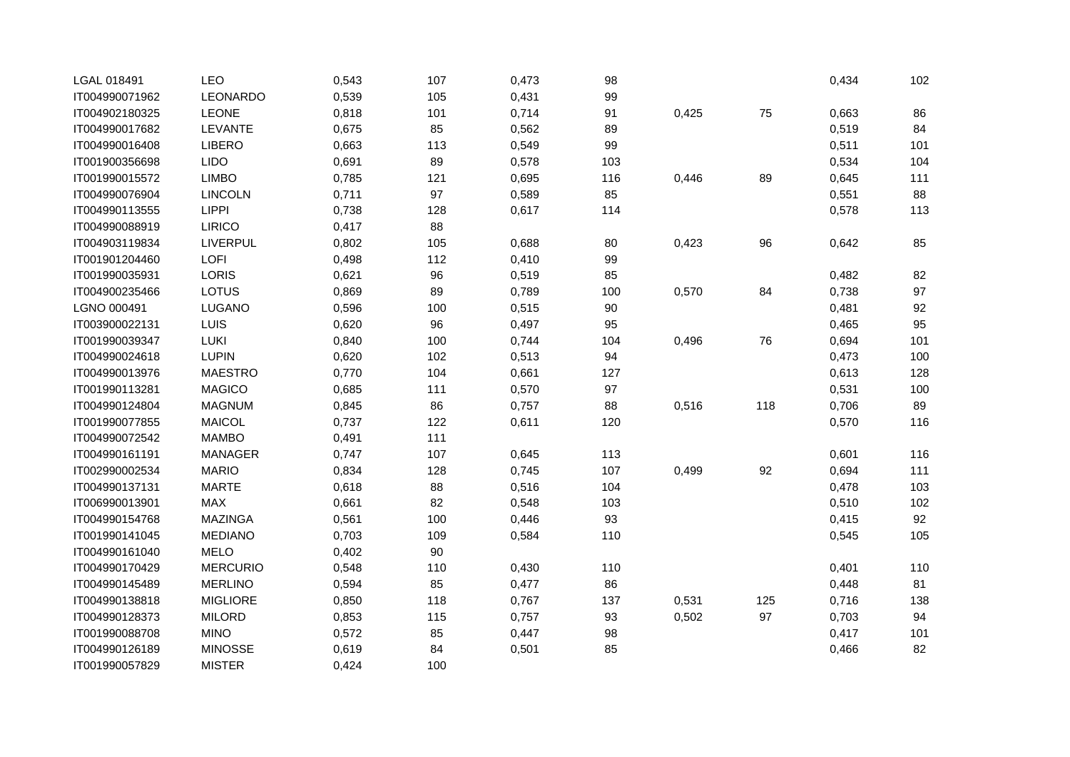| | | | | | | | | | |
|---|---|---|---|---|---|---|---|---|---|
| LGAL 018491 | LEO | 0,543 | 107 | 0,473 | 98 | | | 0,434 | 102 |
| IT004990071962 | LEONARDO | 0,539 | 105 | 0,431 | 99 | | | | |
| IT004902180325 | LEONE | 0,818 | 101 | 0,714 | 91 | 0,425 | 75 | 0,663 | 86 |
| IT004990017682 | LEVANTE | 0,675 | 85 | 0,562 | 89 | | | 0,519 | 84 |
| IT004990016408 | LIBERO | 0,663 | 113 | 0,549 | 99 | | | 0,511 | 101 |
| IT001900356698 | LIDO | 0,691 | 89 | 0,578 | 103 | | | 0,534 | 104 |
| IT001990015572 | LIMBO | 0,785 | 121 | 0,695 | 116 | 0,446 | 89 | 0,645 | 111 |
| IT004990076904 | LINCOLN | 0,711 | 97 | 0,589 | 85 | | | 0,551 | 88 |
| IT004990113555 | LIPPI | 0,738 | 128 | 0,617 | 114 | | | 0,578 | 113 |
| IT004990088919 | LIRICO | 0,417 | 88 | | | | | | |
| IT004903119834 | LIVERPUL | 0,802 | 105 | 0,688 | 80 | 0,423 | 96 | 0,642 | 85 |
| IT001901204460 | LOFI | 0,498 | 112 | 0,410 | 99 | | | | |
| IT001990035931 | LORIS | 0,621 | 96 | 0,519 | 85 | | | 0,482 | 82 |
| IT004900235466 | LOTUS | 0,869 | 89 | 0,789 | 100 | 0,570 | 84 | 0,738 | 97 |
| LGNO 000491 | LUGANO | 0,596 | 100 | 0,515 | 90 | | | 0,481 | 92 |
| IT003900022131 | LUIS | 0,620 | 96 | 0,497 | 95 | | | 0,465 | 95 |
| IT001990039347 | LUKI | 0,840 | 100 | 0,744 | 104 | 0,496 | 76 | 0,694 | 101 |
| IT004990024618 | LUPIN | 0,620 | 102 | 0,513 | 94 | | | 0,473 | 100 |
| IT004990013976 | MAESTRO | 0,770 | 104 | 0,661 | 127 | | | 0,613 | 128 |
| IT001990113281 | MAGICO | 0,685 | 111 | 0,570 | 97 | | | 0,531 | 100 |
| IT004990124804 | MAGNUM | 0,845 | 86 | 0,757 | 88 | 0,516 | 118 | 0,706 | 89 |
| IT001990077855 | MAICOL | 0,737 | 122 | 0,611 | 120 | | | 0,570 | 116 |
| IT004990072542 | MAMBO | 0,491 | 111 | | | | | | |
| IT004990161191 | MANAGER | 0,747 | 107 | 0,645 | 113 | | | 0,601 | 116 |
| IT002990002534 | MARIO | 0,834 | 128 | 0,745 | 107 | 0,499 | 92 | 0,694 | 111 |
| IT004990137131 | MARTE | 0,618 | 88 | 0,516 | 104 | | | 0,478 | 103 |
| IT006990013901 | MAX | 0,661 | 82 | 0,548 | 103 | | | 0,510 | 102 |
| IT004990154768 | MAZINGA | 0,561 | 100 | 0,446 | 93 | | | 0,415 | 92 |
| IT001990141045 | MEDIANO | 0,703 | 109 | 0,584 | 110 | | | 0,545 | 105 |
| IT004990161040 | MELO | 0,402 | 90 | | | | | | |
| IT004990170429 | MERCURIO | 0,548 | 110 | 0,430 | 110 | | | 0,401 | 110 |
| IT004990145489 | MERLINO | 0,594 | 85 | 0,477 | 86 | | | 0,448 | 81 |
| IT004990138818 | MIGLIORE | 0,850 | 118 | 0,767 | 137 | 0,531 | 125 | 0,716 | 138 |
| IT004990128373 | MILORD | 0,853 | 115 | 0,757 | 93 | 0,502 | 97 | 0,703 | 94 |
| IT001990088708 | MINO | 0,572 | 85 | 0,447 | 98 | | | 0,417 | 101 |
| IT004990126189 | MINOSSE | 0,619 | 84 | 0,501 | 85 | | | 0,466 | 82 |
| IT001990057829 | MISTER | 0,424 | 100 | | | | | | |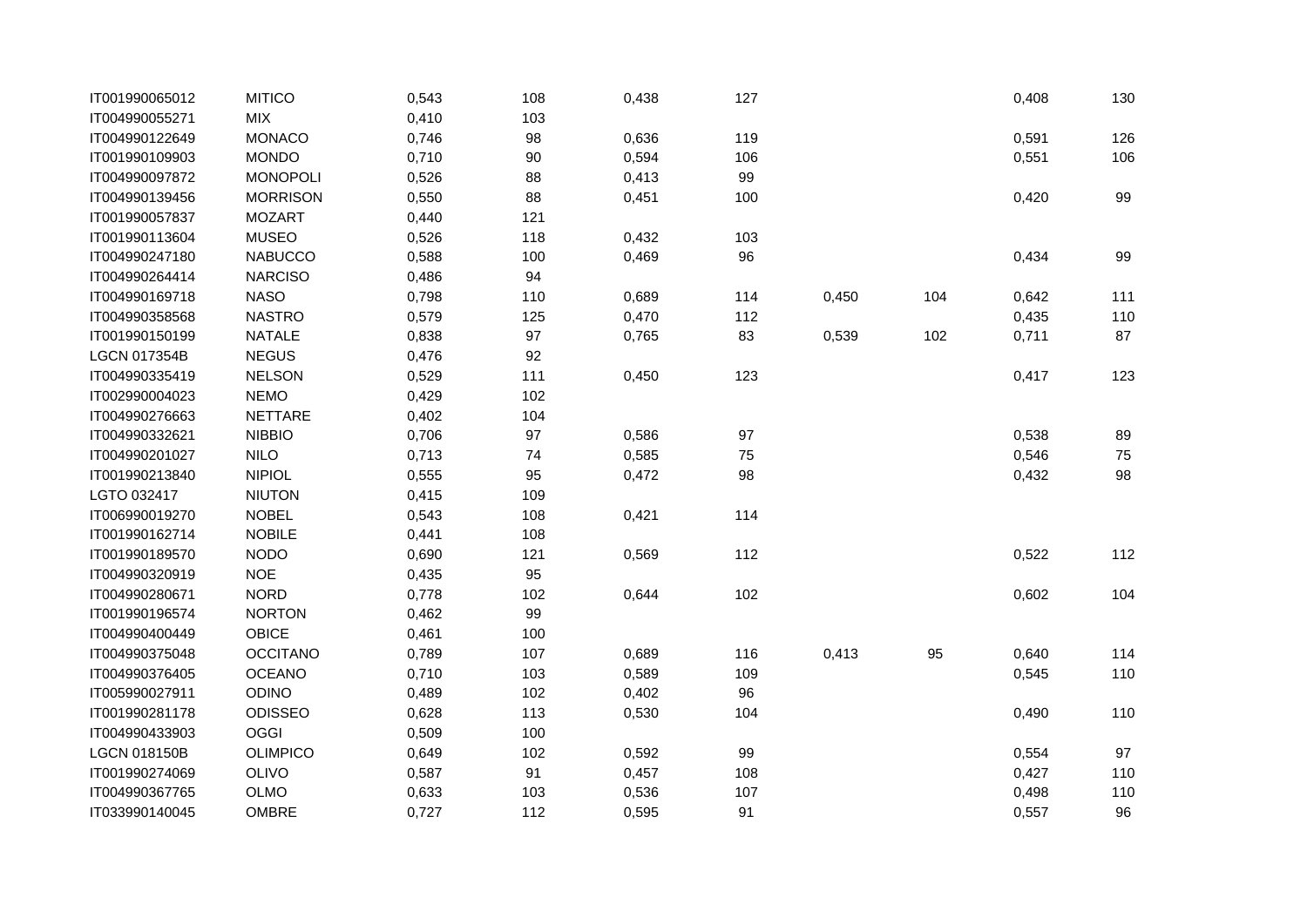| | | | | | | | | | |
|---|---|---|---|---|---|---|---|---|---|
| IT001990065012 | MITICO | 0,543 | 108 | 0,438 | 127 | | | 0,408 | 130 |
| IT004990055271 | MIX | 0,410 | 103 | | | | | | |
| IT004990122649 | MONACO | 0,746 | 98 | 0,636 | 119 | | | 0,591 | 126 |
| IT001990109903 | MONDO | 0,710 | 90 | 0,594 | 106 | | | 0,551 | 106 |
| IT004990097872 | MONOPOLI | 0,526 | 88 | 0,413 | 99 | | | | |
| IT004990139456 | MORRISON | 0,550 | 88 | 0,451 | 100 | | | 0,420 | 99 |
| IT001990057837 | MOZART | 0,440 | 121 | | | | | | |
| IT001990113604 | MUSEO | 0,526 | 118 | 0,432 | 103 | | | | |
| IT004990247180 | NABUCCO | 0,588 | 100 | 0,469 | 96 | | | 0,434 | 99 |
| IT004990264414 | NARCISO | 0,486 | 94 | | | | | | |
| IT004990169718 | NASO | 0,798 | 110 | 0,689 | 114 | 0,450 | 104 | 0,642 | 111 |
| IT004990358568 | NASTRO | 0,579 | 125 | 0,470 | 112 | | | 0,435 | 110 |
| IT001990150199 | NATALE | 0,838 | 97 | 0,765 | 83 | 0,539 | 102 | 0,711 | 87 |
| LGCN 017354B | NEGUS | 0,476 | 92 | | | | | | |
| IT004990335419 | NELSON | 0,529 | 111 | 0,450 | 123 | | | 0,417 | 123 |
| IT002990004023 | NEMO | 0,429 | 102 | | | | | | |
| IT004990276663 | NETTARE | 0,402 | 104 | | | | | | |
| IT004990332621 | NIBBIO | 0,706 | 97 | 0,586 | 97 | | | 0,538 | 89 |
| IT004990201027 | NILO | 0,713 | 74 | 0,585 | 75 | | | 0,546 | 75 |
| IT001990213840 | NIPIOL | 0,555 | 95 | 0,472 | 98 | | | 0,432 | 98 |
| LGTO 032417 | NIUTON | 0,415 | 109 | | | | | | |
| IT006990019270 | NOBEL | 0,543 | 108 | 0,421 | 114 | | | | |
| IT001990162714 | NOBILE | 0,441 | 108 | | | | | | |
| IT001990189570 | NODO | 0,690 | 121 | 0,569 | 112 | | | 0,522 | 112 |
| IT004990320919 | NOE | 0,435 | 95 | | | | | | |
| IT004990280671 | NORD | 0,778 | 102 | 0,644 | 102 | | | 0,602 | 104 |
| IT001990196574 | NORTON | 0,462 | 99 | | | | | | |
| IT004990400449 | OBICE | 0,461 | 100 | | | | | | |
| IT004990375048 | OCCITANO | 0,789 | 107 | 0,689 | 116 | 0,413 | 95 | 0,640 | 114 |
| IT004990376405 | OCEANO | 0,710 | 103 | 0,589 | 109 | | | 0,545 | 110 |
| IT005990027911 | ODINO | 0,489 | 102 | 0,402 | 96 | | | | |
| IT001990281178 | ODISSEO | 0,628 | 113 | 0,530 | 104 | | | 0,490 | 110 |
| IT004990433903 | OGGI | 0,509 | 100 | | | | | | |
| LGCN 018150B | OLIMPICO | 0,649 | 102 | 0,592 | 99 | | | 0,554 | 97 |
| IT001990274069 | OLIVO | 0,587 | 91 | 0,457 | 108 | | | 0,427 | 110 |
| IT004990367765 | OLMO | 0,633 | 103 | 0,536 | 107 | | | 0,498 | 110 |
| IT033990140045 | OMBRE | 0,727 | 112 | 0,595 | 91 | | | 0,557 | 96 |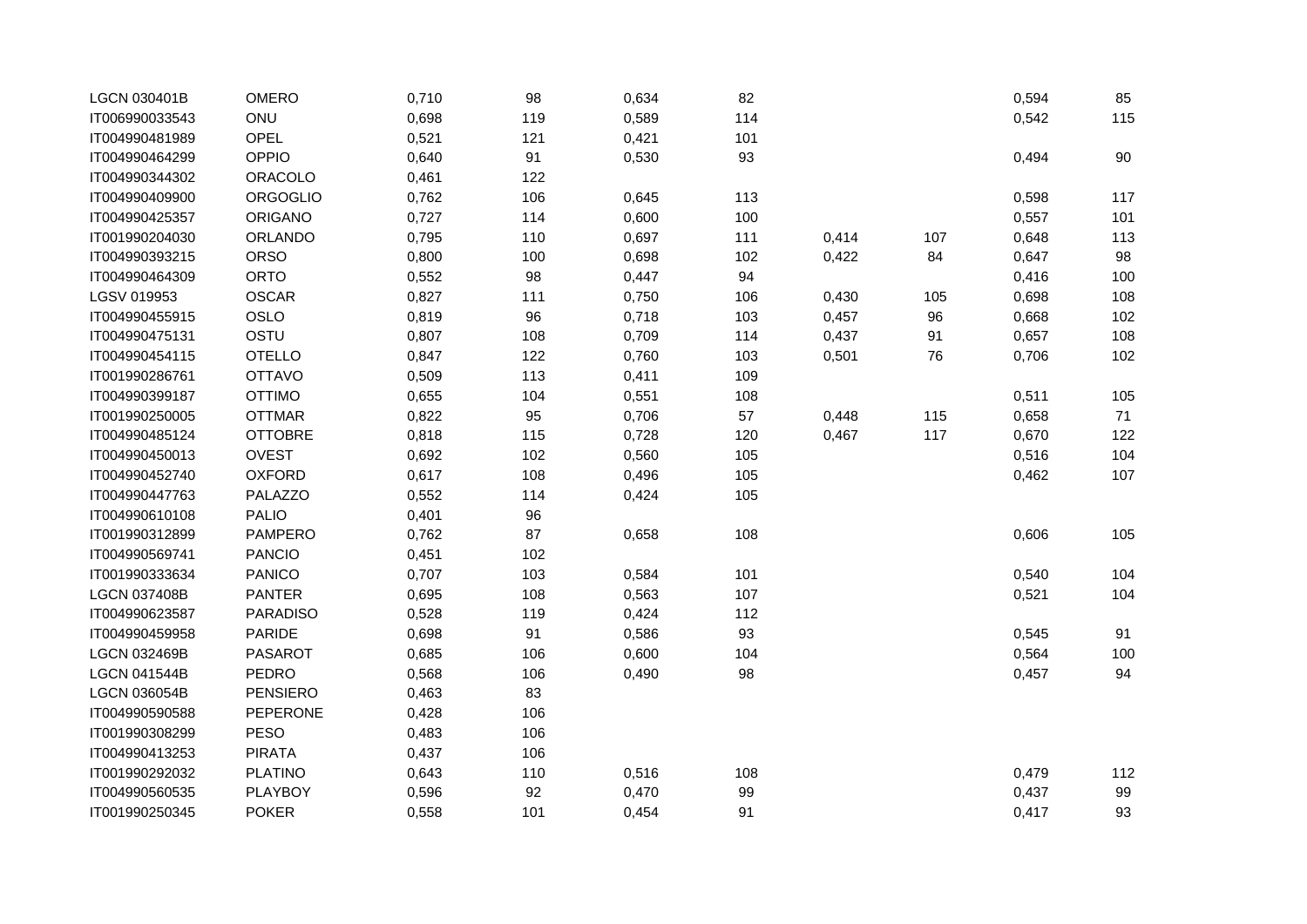| | | | | | | | | | |
|---|---|---|---|---|---|---|---|---|---|
| LGCN 030401B | OMERO | 0,710 | 98 | 0,634 | 82 | | | 0,594 | 85 |
| IT006990033543 | ONU | 0,698 | 119 | 0,589 | 114 | | | 0,542 | 115 |
| IT004990481989 | OPEL | 0,521 | 121 | 0,421 | 101 | | | | |
| IT004990464299 | OPPIO | 0,640 | 91 | 0,530 | 93 | | | 0,494 | 90 |
| IT004990344302 | ORACOLO | 0,461 | 122 | | | | | | |
| IT004990409900 | ORGOGLIO | 0,762 | 106 | 0,645 | 113 | | | 0,598 | 117 |
| IT004990425357 | ORIGANO | 0,727 | 114 | 0,600 | 100 | | | 0,557 | 101 |
| IT001990204030 | ORLANDO | 0,795 | 110 | 0,697 | 111 | 0,414 | 107 | 0,648 | 113 |
| IT004990393215 | ORSO | 0,800 | 100 | 0,698 | 102 | 0,422 | 84 | 0,647 | 98 |
| IT004990464309 | ORTO | 0,552 | 98 | 0,447 | 94 | | | 0,416 | 100 |
| LGSV 019953 | OSCAR | 0,827 | 111 | 0,750 | 106 | 0,430 | 105 | 0,698 | 108 |
| IT004990455915 | OSLO | 0,819 | 96 | 0,718 | 103 | 0,457 | 96 | 0,668 | 102 |
| IT004990475131 | OSTU | 0,807 | 108 | 0,709 | 114 | 0,437 | 91 | 0,657 | 108 |
| IT004990454115 | OTELLO | 0,847 | 122 | 0,760 | 103 | 0,501 | 76 | 0,706 | 102 |
| IT001990286761 | OTTAVO | 0,509 | 113 | 0,411 | 109 | | | | |
| IT004990399187 | OTTIMO | 0,655 | 104 | 0,551 | 108 | | | 0,511 | 105 |
| IT001990250005 | OTTMAR | 0,822 | 95 | 0,706 | 57 | 0,448 | 115 | 0,658 | 71 |
| IT004990485124 | OTTOBRE | 0,818 | 115 | 0,728 | 120 | 0,467 | 117 | 0,670 | 122 |
| IT004990450013 | OVEST | 0,692 | 102 | 0,560 | 105 | | | 0,516 | 104 |
| IT004990452740 | OXFORD | 0,617 | 108 | 0,496 | 105 | | | 0,462 | 107 |
| IT004990447763 | PALAZZO | 0,552 | 114 | 0,424 | 105 | | | | |
| IT004990610108 | PALIO | 0,401 | 96 | | | | | | |
| IT001990312899 | PAMPERO | 0,762 | 87 | 0,658 | 108 | | | 0,606 | 105 |
| IT004990569741 | PANCIO | 0,451 | 102 | | | | | | |
| IT001990333634 | PANICO | 0,707 | 103 | 0,584 | 101 | | | 0,540 | 104 |
| LGCN 037408B | PANTER | 0,695 | 108 | 0,563 | 107 | | | 0,521 | 104 |
| IT004990623587 | PARADISO | 0,528 | 119 | 0,424 | 112 | | | | |
| IT004990459958 | PARIDE | 0,698 | 91 | 0,586 | 93 | | | 0,545 | 91 |
| LGCN 032469B | PASAROT | 0,685 | 106 | 0,600 | 104 | | | 0,564 | 100 |
| LGCN 041544B | PEDRO | 0,568 | 106 | 0,490 | 98 | | | 0,457 | 94 |
| LGCN 036054B | PENSIERO | 0,463 | 83 | | | | | | |
| IT004990590588 | PEPERONE | 0,428 | 106 | | | | | | |
| IT001990308299 | PESO | 0,483 | 106 | | | | | | |
| IT004990413253 | PIRATA | 0,437 | 106 | | | | | | |
| IT001990292032 | PLATINO | 0,643 | 110 | 0,516 | 108 | | | 0,479 | 112 |
| IT004990560535 | PLAYBOY | 0,596 | 92 | 0,470 | 99 | | | 0,437 | 99 |
| IT001990250345 | POKER | 0,558 | 101 | 0,454 | 91 | | | 0,417 | 93 |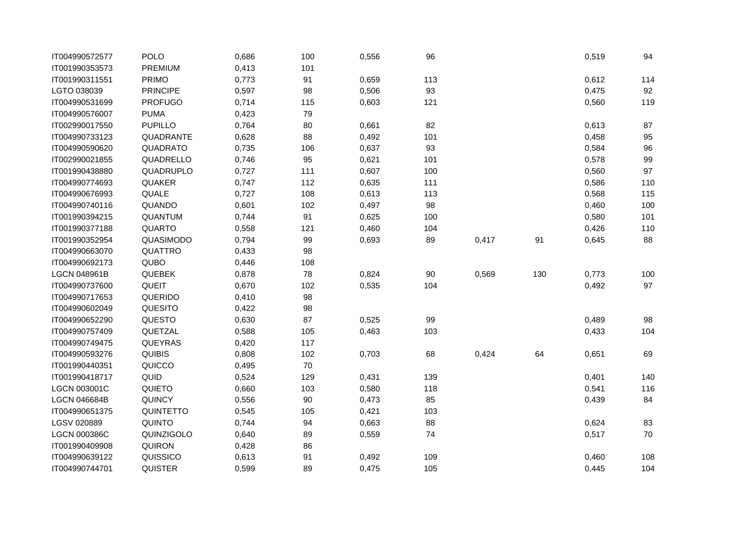| | | | | | | | | | |
|---|---|---|---|---|---|---|---|---|---|
| IT004990572577 | POLO | 0,686 | 100 | 0,556 | 96 | | | 0,519 | 94 |
| IT001990353573 | PREMIUM | 0,413 | 101 | | | | | | |
| IT001990311551 | PRIMO | 0,773 | 91 | 0,659 | 113 | | | 0,612 | 114 |
| LGTO 038039 | PRINCIPE | 0,597 | 98 | 0,506 | 93 | | | 0,475 | 92 |
| IT004990531699 | PROFUGO | 0,714 | 115 | 0,603 | 121 | | | 0,560 | 119 |
| IT004990576007 | PUMA | 0,423 | 79 | | | | | | |
| IT002990017550 | PUPILLO | 0,764 | 80 | 0,661 | 82 | | | 0,613 | 87 |
| IT004990733123 | QUADRANTE | 0,628 | 88 | 0,492 | 101 | | | 0,458 | 95 |
| IT004990590620 | QUADRATO | 0,735 | 106 | 0,637 | 93 | | | 0,584 | 96 |
| IT002990021855 | QUADRELLO | 0,746 | 95 | 0,621 | 101 | | | 0,578 | 99 |
| IT001990438880 | QUADRUPLO | 0,727 | 111 | 0,607 | 100 | | | 0,560 | 97 |
| IT004990774693 | QUAKER | 0,747 | 112 | 0,635 | 111 | | | 0,586 | 110 |
| IT004990676993 | QUALE | 0,727 | 108 | 0,613 | 113 | | | 0,568 | 115 |
| IT004990740116 | QUANDO | 0,601 | 102 | 0,497 | 98 | | | 0,460 | 100 |
| IT001990394215 | QUANTUM | 0,744 | 91 | 0,625 | 100 | | | 0,580 | 101 |
| IT001990377188 | QUARTO | 0,558 | 121 | 0,460 | 104 | | | 0,426 | 110 |
| IT001990352954 | QUASIMODO | 0,794 | 99 | 0,693 | 89 | 0,417 | 91 | 0,645 | 88 |
| IT004990663070 | QUATTRO | 0,433 | 98 | | | | | | |
| IT004990692173 | QUBO | 0,446 | 108 | | | | | | |
| LGCN 048961B | QUEBEK | 0,878 | 78 | 0,824 | 90 | 0,569 | 130 | 0,773 | 100 |
| IT004990737600 | QUEIT | 0,670 | 102 | 0,535 | 104 | | | 0,492 | 97 |
| IT004990717653 | QUERIDO | 0,410 | 98 | | | | | | |
| IT004990602049 | QUESITO | 0,422 | 98 | | | | | | |
| IT004990652290 | QUESTO | 0,630 | 87 | 0,525 | 99 | | | 0,489 | 98 |
| IT004990757409 | QUETZAL | 0,588 | 105 | 0,463 | 103 | | | 0,433 | 104 |
| IT004990749475 | QUEYRAS | 0,420 | 117 | | | | | | |
| IT004990593276 | QUIBIS | 0,808 | 102 | 0,703 | 68 | 0,424 | 64 | 0,651 | 69 |
| IT001990440351 | QUICCO | 0,495 | 70 | | | | | | |
| IT001990418717 | QUID | 0,524 | 129 | 0,431 | 139 | | | 0,401 | 140 |
| LGCN 003001C | QUIETO | 0,660 | 103 | 0,580 | 118 | | | 0,541 | 116 |
| LGCN 046684B | QUINCY | 0,556 | 90 | 0,473 | 85 | | | 0,439 | 84 |
| IT004990651375 | QUINTETTO | 0,545 | 105 | 0,421 | 103 | | | | |
| LGSV 020889 | QUINTO | 0,744 | 94 | 0,663 | 88 | | | 0,624 | 83 |
| LGCN 000386C | QUINZIGOLO | 0,640 | 89 | 0,559 | 74 | | | 0,517 | 70 |
| IT001990409908 | QUIRON | 0,428 | 86 | | | | | | |
| IT004990639122 | QUISSICO | 0,613 | 91 | 0,492 | 109 | | | 0,460 | 108 |
| IT004990744701 | QUISTER | 0,599 | 89 | 0,475 | 105 | | | 0,445 | 104 |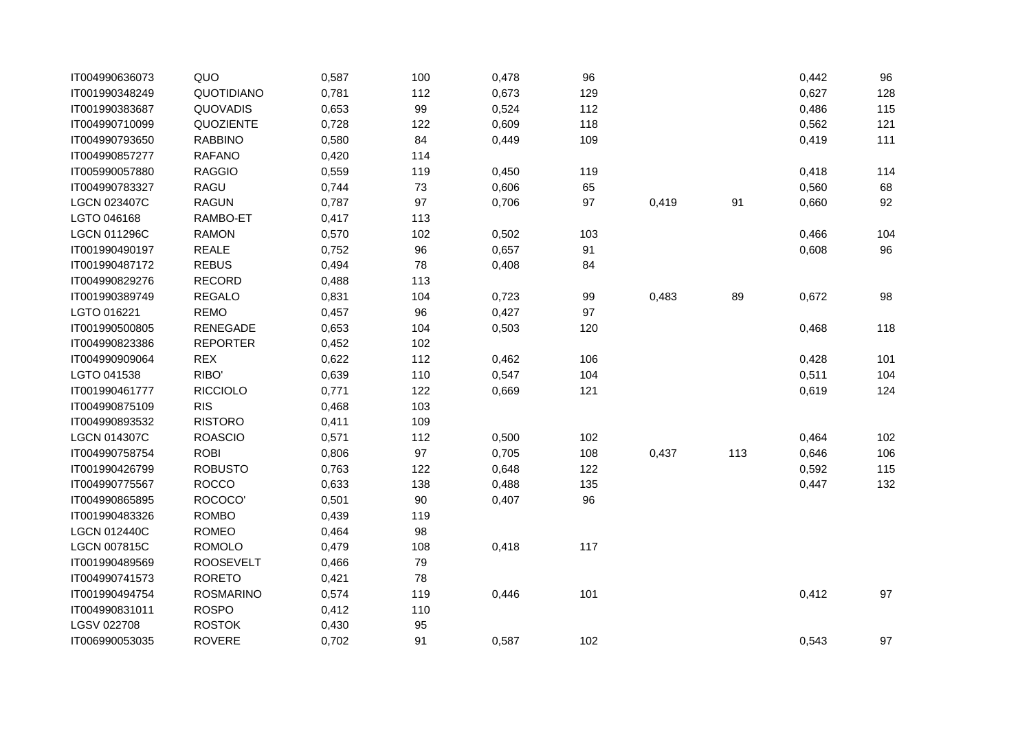| | | | | | | | | | |
|---|---|---|---|---|---|---|---|---|---|
| IT004990636073 | QUO | 0,587 | 100 | 0,478 | 96 | | | 0,442 | 96 |
| IT001990348249 | QUOTIDIANO | 0,781 | 112 | 0,673 | 129 | | | 0,627 | 128 |
| IT001990383687 | QUOVADIS | 0,653 | 99 | 0,524 | 112 | | | 0,486 | 115 |
| IT004990710099 | QUOZIENTE | 0,728 | 122 | 0,609 | 118 | | | 0,562 | 121 |
| IT004990793650 | RABBINO | 0,580 | 84 | 0,449 | 109 | | | 0,419 | 111 |
| IT004990857277 | RAFANO | 0,420 | 114 | | | | | | |
| IT005990057880 | RAGGIO | 0,559 | 119 | 0,450 | 119 | | | 0,418 | 114 |
| IT004990783327 | RAGU | 0,744 | 73 | 0,606 | 65 | | | 0,560 | 68 |
| LGCN 023407C | RAGUN | 0,787 | 97 | 0,706 | 97 | 0,419 | 91 | 0,660 | 92 |
| LGTO 046168 | RAMBO-ET | 0,417 | 113 | | | | | | |
| LGCN 011296C | RAMON | 0,570 | 102 | 0,502 | 103 | | | 0,466 | 104 |
| IT001990490197 | REALE | 0,752 | 96 | 0,657 | 91 | | | 0,608 | 96 |
| IT001990487172 | REBUS | 0,494 | 78 | 0,408 | 84 | | | | |
| IT004990829276 | RECORD | 0,488 | 113 | | | | | | |
| IT001990389749 | REGALO | 0,831 | 104 | 0,723 | 99 | 0,483 | 89 | 0,672 | 98 |
| LGTO 016221 | REMO | 0,457 | 96 | 0,427 | 97 | | | | |
| IT001990500805 | RENEGADE | 0,653 | 104 | 0,503 | 120 | | | 0,468 | 118 |
| IT004990823386 | REPORTER | 0,452 | 102 | | | | | | |
| IT004990909064 | REX | 0,622 | 112 | 0,462 | 106 | | | 0,428 | 101 |
| LGTO 041538 | RIBO' | 0,639 | 110 | 0,547 | 104 | | | 0,511 | 104 |
| IT001990461777 | RICCIOLO | 0,771 | 122 | 0,669 | 121 | | | 0,619 | 124 |
| IT004990875109 | RIS | 0,468 | 103 | | | | | | |
| IT004990893532 | RISTORO | 0,411 | 109 | | | | | | |
| LGCN 014307C | ROASCIO | 0,571 | 112 | 0,500 | 102 | | | 0,464 | 102 |
| IT004990758754 | ROBI | 0,806 | 97 | 0,705 | 108 | 0,437 | 113 | 0,646 | 106 |
| IT001990426799 | ROBUSTO | 0,763 | 122 | 0,648 | 122 | | | 0,592 | 115 |
| IT004990775567 | ROCCO | 0,633 | 138 | 0,488 | 135 | | | 0,447 | 132 |
| IT004990865895 | ROCOCO' | 0,501 | 90 | 0,407 | 96 | | | | |
| IT001990483326 | ROMBO | 0,439 | 119 | | | | | | |
| LGCN 012440C | ROMEO | 0,464 | 98 | | | | | | |
| LGCN 007815C | ROMOLO | 0,479 | 108 | 0,418 | 117 | | | | |
| IT001990489569 | ROOSEVELT | 0,466 | 79 | | | | | | |
| IT004990741573 | RORETO | 0,421 | 78 | | | | | | |
| IT001990494754 | ROSMARINO | 0,574 | 119 | 0,446 | 101 | | | 0,412 | 97 |
| IT004990831011 | ROSPO | 0,412 | 110 | | | | | | |
| LGSV 022708 | ROSTOK | 0,430 | 95 | | | | | | |
| IT006990053035 | ROVERE | 0,702 | 91 | 0,587 | 102 | | | 0,543 | 97 |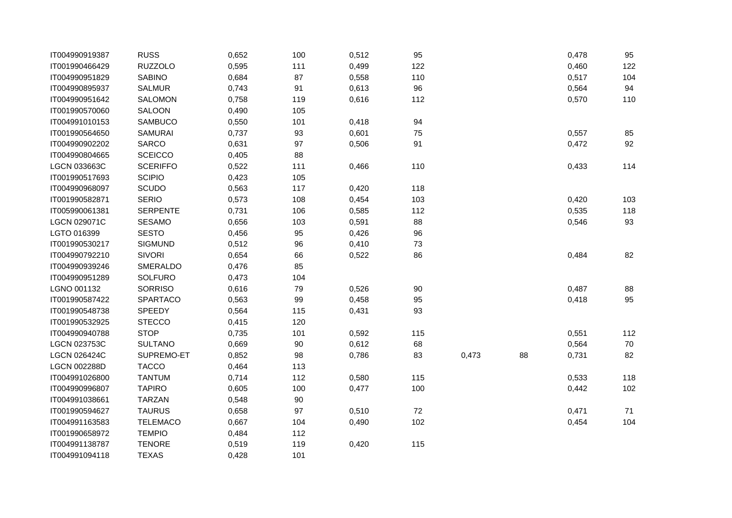| | | | | | | | | | |
|---|---|---|---|---|---|---|---|---|---|
| IT004990919387 | RUSS | 0,652 | 100 | 0,512 | 95 | | | 0,478 | 95 |
| IT001990466429 | RUZZOLO | 0,595 | 111 | 0,499 | 122 | | | 0,460 | 122 |
| IT004990951829 | SABINO | 0,684 | 87 | 0,558 | 110 | | | 0,517 | 104 |
| IT004990895937 | SALMUR | 0,743 | 91 | 0,613 | 96 | | | 0,564 | 94 |
| IT004990951642 | SALOMON | 0,758 | 119 | 0,616 | 112 | | | 0,570 | 110 |
| IT001990570060 | SALOON | 0,490 | 105 | | | | | | |
| IT004991010153 | SAMBUCO | 0,550 | 101 | 0,418 | 94 | | | | |
| IT001990564650 | SAMURAI | 0,737 | 93 | 0,601 | 75 | | | 0,557 | 85 |
| IT004990902202 | SARCO | 0,631 | 97 | 0,506 | 91 | | | 0,472 | 92 |
| IT004990804665 | SCEICCO | 0,405 | 88 | | | | | | |
| LGCN 033663C | SCERIFFO | 0,522 | 111 | 0,466 | 110 | | | 0,433 | 114 |
| IT001990517693 | SCIPIO | 0,423 | 105 | | | | | | |
| IT004990968097 | SCUDO | 0,563 | 117 | 0,420 | 118 | | | | |
| IT001990582871 | SERIO | 0,573 | 108 | 0,454 | 103 | | | 0,420 | 103 |
| IT005990061381 | SERPENTE | 0,731 | 106 | 0,585 | 112 | | | 0,535 | 118 |
| LGCN 029071C | SESAMO | 0,656 | 103 | 0,591 | 88 | | | 0,546 | 93 |
| LGTO 016399 | SESTO | 0,456 | 95 | 0,426 | 96 | | | | |
| IT001990530217 | SIGMUND | 0,512 | 96 | 0,410 | 73 | | | | |
| IT004990792210 | SIVORI | 0,654 | 66 | 0,522 | 86 | | | 0,484 | 82 |
| IT004990939246 | SMERALDO | 0,476 | 85 | | | | | | |
| IT004990951289 | SOLFURO | 0,473 | 104 | | | | | | |
| LGNO 001132 | SORRISO | 0,616 | 79 | 0,526 | 90 | | | 0,487 | 88 |
| IT001990587422 | SPARTACO | 0,563 | 99 | 0,458 | 95 | | | 0,418 | 95 |
| IT001990548738 | SPEEDY | 0,564 | 115 | 0,431 | 93 | | | | |
| IT001990532925 | STECCO | 0,415 | 120 | | | | | | |
| IT004990940788 | STOP | 0,735 | 101 | 0,592 | 115 | | | 0,551 | 112 |
| LGCN 023753C | SULTANO | 0,669 | 90 | 0,612 | 68 | | | 0,564 | 70 |
| LGCN 026424C | SUPREMO-ET | 0,852 | 98 | 0,786 | 83 | 0,473 | 88 | 0,731 | 82 |
| LGCN 002288D | TACCO | 0,464 | 113 | | | | | | |
| IT004991026800 | TANTUM | 0,714 | 112 | 0,580 | 115 | | | 0,533 | 118 |
| IT004990996807 | TAPIRO | 0,605 | 100 | 0,477 | 100 | | | 0,442 | 102 |
| IT004991038661 | TARZAN | 0,548 | 90 | | | | | | |
| IT001990594627 | TAURUS | 0,658 | 97 | 0,510 | 72 | | | 0,471 | 71 |
| IT004991163583 | TELEMACO | 0,667 | 104 | 0,490 | 102 | | | 0,454 | 104 |
| IT001990658972 | TEMPIO | 0,484 | 112 | | | | | | |
| IT004991138787 | TENORE | 0,519 | 119 | 0,420 | 115 | | | | |
| IT004991094118 | TEXAS | 0,428 | 101 | | | | | | |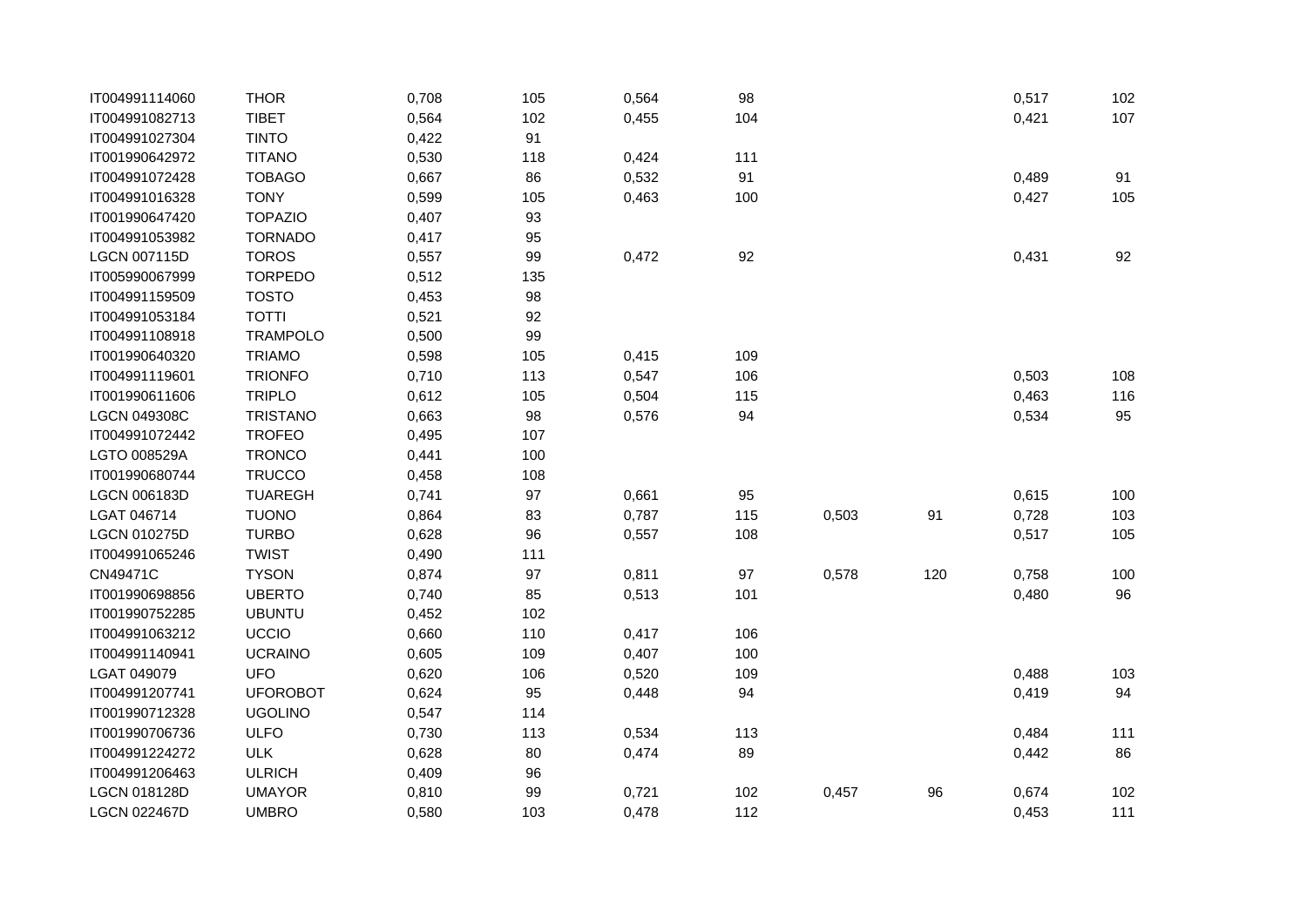| | | | | | | | | | |
|---|---|---|---|---|---|---|---|---|---|
| IT004991114060 | THOR | 0,708 | 105 | 0,564 | 98 | | | 0,517 | 102 |
| IT004991082713 | TIBET | 0,564 | 102 | 0,455 | 104 | | | 0,421 | 107 |
| IT004991027304 | TINTO | 0,422 | 91 | | | | | | |
| IT001990642972 | TITANO | 0,530 | 118 | 0,424 | 111 | | | | |
| IT004991072428 | TOBAGO | 0,667 | 86 | 0,532 | 91 | | | 0,489 | 91 |
| IT004991016328 | TONY | 0,599 | 105 | 0,463 | 100 | | | 0,427 | 105 |
| IT001990647420 | TOPAZIO | 0,407 | 93 | | | | | | |
| IT004991053982 | TORNADO | 0,417 | 95 | | | | | | |
| LGCN 007115D | TOROS | 0,557 | 99 | 0,472 | 92 | | | 0,431 | 92 |
| IT005990067999 | TORPEDO | 0,512 | 135 | | | | | | |
| IT004991159509 | TOSTO | 0,453 | 98 | | | | | | |
| IT004991053184 | TOTTI | 0,521 | 92 | | | | | | |
| IT004991108918 | TRAMPOLO | 0,500 | 99 | | | | | | |
| IT001990640320 | TRIAMO | 0,598 | 105 | 0,415 | 109 | | | | |
| IT004991119601 | TRIONFO | 0,710 | 113 | 0,547 | 106 | | | 0,503 | 108 |
| IT001990611606 | TRIPLO | 0,612 | 105 | 0,504 | 115 | | | 0,463 | 116 |
| LGCN 049308C | TRISTANO | 0,663 | 98 | 0,576 | 94 | | | 0,534 | 95 |
| IT004991072442 | TROFEO | 0,495 | 107 | | | | | | |
| LGTO 008529A | TRONCO | 0,441 | 100 | | | | | | |
| IT001990680744 | TRUCCO | 0,458 | 108 | | | | | | |
| LGCN 006183D | TUAREGH | 0,741 | 97 | 0,661 | 95 | | | 0,615 | 100 |
| LGAT 046714 | TUONO | 0,864 | 83 | 0,787 | 115 | 0,503 | 91 | 0,728 | 103 |
| LGCN 010275D | TURBO | 0,628 | 96 | 0,557 | 108 | | | 0,517 | 105 |
| IT004991065246 | TWIST | 0,490 | 111 | | | | | | |
| CN49471C | TYSON | 0,874 | 97 | 0,811 | 97 | 0,578 | 120 | 0,758 | 100 |
| IT001990698856 | UBERTO | 0,740 | 85 | 0,513 | 101 | | | 0,480 | 96 |
| IT001990752285 | UBUNTU | 0,452 | 102 | | | | | | |
| IT004991063212 | UCCIO | 0,660 | 110 | 0,417 | 106 | | | | |
| IT004991140941 | UCRAINO | 0,605 | 109 | 0,407 | 100 | | | | |
| LGAT 049079 | UFO | 0,620 | 106 | 0,520 | 109 | | | 0,488 | 103 |
| IT004991207741 | UFOROBOT | 0,624 | 95 | 0,448 | 94 | | | 0,419 | 94 |
| IT001990712328 | UGOLINO | 0,547 | 114 | | | | | | |
| IT001990706736 | ULFO | 0,730 | 113 | 0,534 | 113 | | | 0,484 | 111 |
| IT004991224272 | ULK | 0,628 | 80 | 0,474 | 89 | | | 0,442 | 86 |
| IT004991206463 | ULRICH | 0,409 | 96 | | | | | | |
| LGCN 018128D | UMAYOR | 0,810 | 99 | 0,721 | 102 | 0,457 | 96 | 0,674 | 102 |
| LGCN 022467D | UMBRO | 0,580 | 103 | 0,478 | 112 | | | 0,453 | 111 |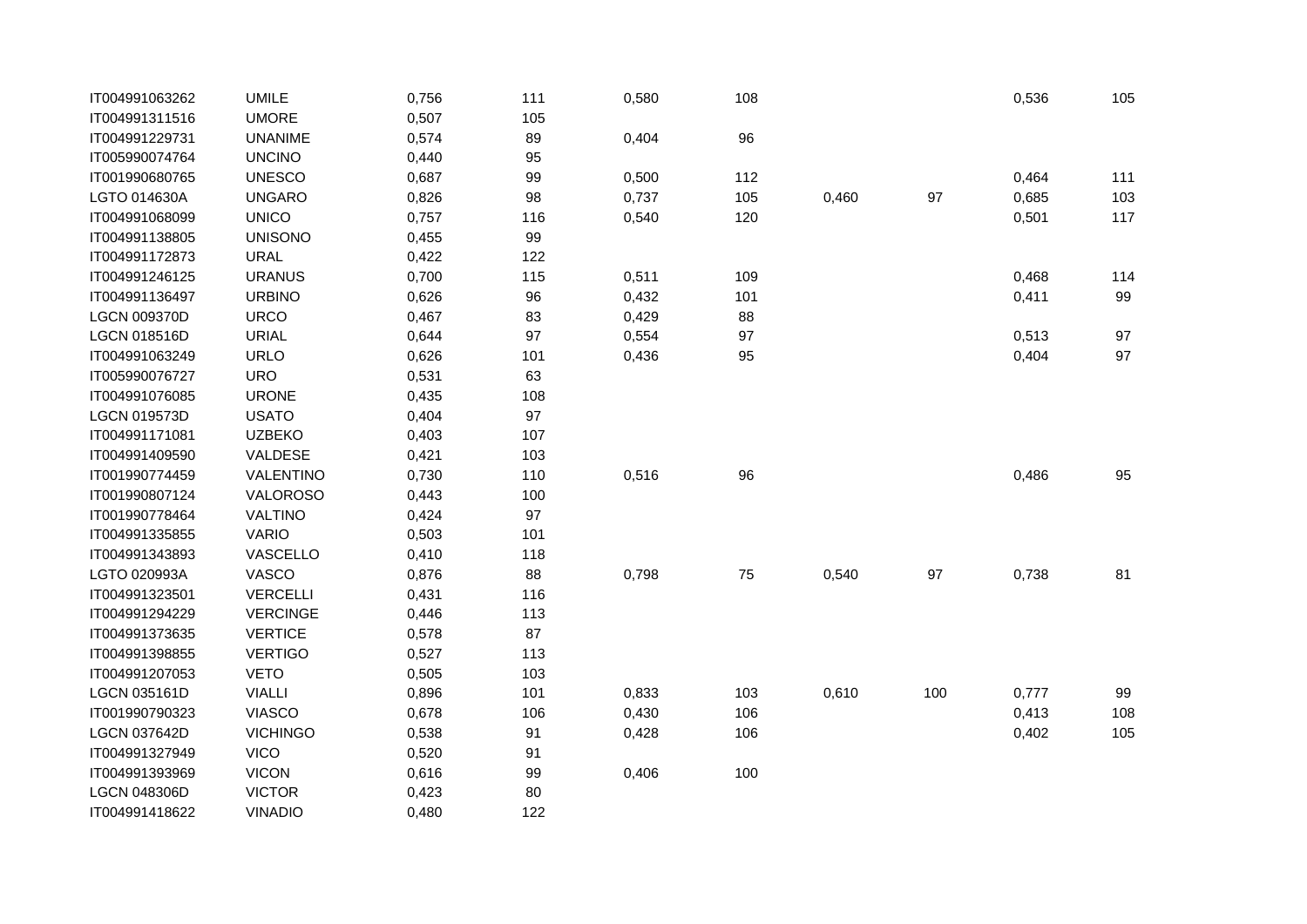| | | | | | | | | | |
|---|---|---|---|---|---|---|---|---|---|
| IT004991063262 | UMILE | 0,756 | 111 | 0,580 | 108 | | | 0,536 | 105 |
| IT004991311516 | UMORE | 0,507 | 105 | | | | | | |
| IT004991229731 | UNANIME | 0,574 | 89 | 0,404 | 96 | | | | |
| IT005990074764 | UNCINO | 0,440 | 95 | | | | | | |
| IT001990680765 | UNESCO | 0,687 | 99 | 0,500 | 112 | | | 0,464 | 111 |
| LGTO 014630A | UNGARO | 0,826 | 98 | 0,737 | 105 | 0,460 | 97 | 0,685 | 103 |
| IT004991068099 | UNICO | 0,757 | 116 | 0,540 | 120 | | | 0,501 | 117 |
| IT004991138805 | UNISONO | 0,455 | 99 | | | | | | |
| IT004991172873 | URAL | 0,422 | 122 | | | | | | |
| IT004991246125 | URANUS | 0,700 | 115 | 0,511 | 109 | | | 0,468 | 114 |
| IT004991136497 | URBINO | 0,626 | 96 | 0,432 | 101 | | | 0,411 | 99 |
| LGCN 009370D | URCO | 0,467 | 83 | 0,429 | 88 | | | | |
| LGCN 018516D | URIAL | 0,644 | 97 | 0,554 | 97 | | | 0,513 | 97 |
| IT004991063249 | URLO | 0,626 | 101 | 0,436 | 95 | | | 0,404 | 97 |
| IT005990076727 | URO | 0,531 | 63 | | | | | | |
| IT004991076085 | URONE | 0,435 | 108 | | | | | | |
| LGCN 019573D | USATO | 0,404 | 97 | | | | | | |
| IT004991171081 | UZBEKO | 0,403 | 107 | | | | | | |
| IT004991409590 | VALDESE | 0,421 | 103 | | | | | | |
| IT001990774459 | VALENTINO | 0,730 | 110 | 0,516 | 96 | | | 0,486 | 95 |
| IT001990807124 | VALOROSO | 0,443 | 100 | | | | | | |
| IT001990778464 | VALTINO | 0,424 | 97 | | | | | | |
| IT004991335855 | VARIO | 0,503 | 101 | | | | | | |
| IT004991343893 | VASCELLO | 0,410 | 118 | | | | | | |
| LGTO 020993A | VASCO | 0,876 | 88 | 0,798 | 75 | 0,540 | 97 | 0,738 | 81 |
| IT004991323501 | VERCELLI | 0,431 | 116 | | | | | | |
| IT004991294229 | VERCINGE | 0,446 | 113 | | | | | | |
| IT004991373635 | VERTICE | 0,578 | 87 | | | | | | |
| IT004991398855 | VERTIGO | 0,527 | 113 | | | | | | |
| IT004991207053 | VETO | 0,505 | 103 | | | | | | |
| LGCN 035161D | VIALLI | 0,896 | 101 | 0,833 | 103 | 0,610 | 100 | 0,777 | 99 |
| IT001990790323 | VIASCO | 0,678 | 106 | 0,430 | 106 | | | 0,413 | 108 |
| LGCN 037642D | VICHINGO | 0,538 | 91 | 0,428 | 106 | | | 0,402 | 105 |
| IT004991327949 | VICO | 0,520 | 91 | | | | | | |
| IT004991393969 | VICON | 0,616 | 99 | 0,406 | 100 | | | | |
| LGCN 048306D | VICTOR | 0,423 | 80 | | | | | | |
| IT004991418622 | VINADIO | 0,480 | 122 | | | | | | |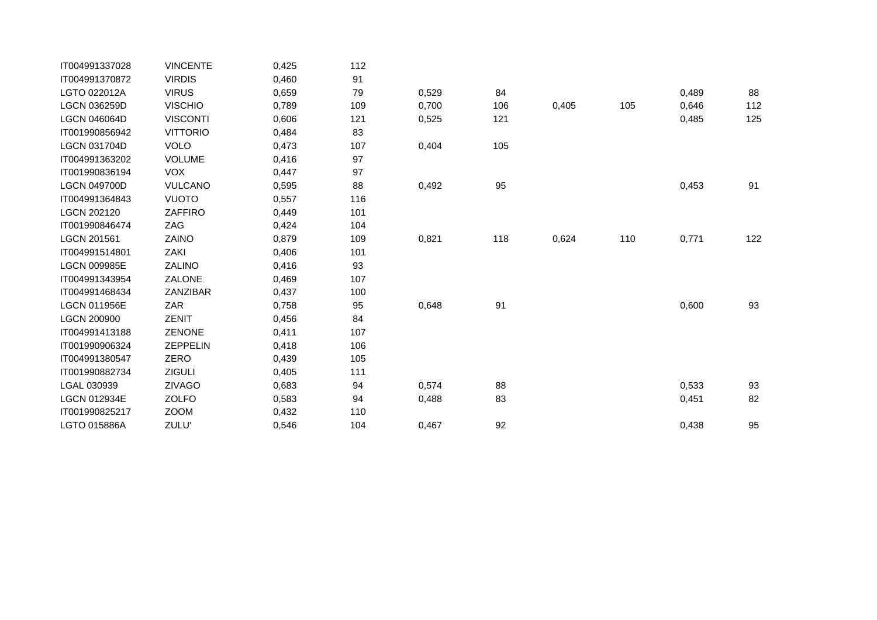| | | | | | | | | | |
|---|---|---|---|---|---|---|---|---|---|
| IT004991337028 | VINCENTE | 0,425 | 112 | | | | | | |
| IT004991370872 | VIRDIS | 0,460 | 91 | | | | | | |
| LGTO 022012A | VIRUS | 0,659 | 79 | 0,529 | 84 | | | 0,489 | 88 |
| LGCN 036259D | VISCHIO | 0,789 | 109 | 0,700 | 106 | 0,405 | 105 | 0,646 | 112 |
| LGCN 046064D | VISCONTI | 0,606 | 121 | 0,525 | 121 | | | 0,485 | 125 |
| IT001990856942 | VITTORIO | 0,484 | 83 | | | | | | |
| LGCN 031704D | VOLO | 0,473 | 107 | 0,404 | 105 | | | | |
| IT004991363202 | VOLUME | 0,416 | 97 | | | | | | |
| IT001990836194 | VOX | 0,447 | 97 | | | | | | |
| LGCN 049700D | VULCANO | 0,595 | 88 | 0,492 | 95 | | | 0,453 | 91 |
| IT004991364843 | VUOTO | 0,557 | 116 | | | | | | |
| LGCN 202120 | ZAFFIRO | 0,449 | 101 | | | | | | |
| IT001990846474 | ZAG | 0,424 | 104 | | | | | | |
| LGCN 201561 | ZAINO | 0,879 | 109 | 0,821 | 118 | 0,624 | 110 | 0,771 | 122 |
| IT004991514801 | ZAKI | 0,406 | 101 | | | | | | |
| LGCN 009985E | ZALINO | 0,416 | 93 | | | | | | |
| IT004991343954 | ZALONE | 0,469 | 107 | | | | | | |
| IT004991468434 | ZANZIBAR | 0,437 | 100 | | | | | | |
| LGCN 011956E | ZAR | 0,758 | 95 | 0,648 | 91 | | | 0,600 | 93 |
| LGCN 200900 | ZENIT | 0,456 | 84 | | | | | | |
| IT004991413188 | ZENONE | 0,411 | 107 | | | | | | |
| IT001990906324 | ZEPPELIN | 0,418 | 106 | | | | | | |
| IT004991380547 | ZERO | 0,439 | 105 | | | | | | |
| IT001990882734 | ZIGULI | 0,405 | 111 | | | | | | |
| LGAL 030939 | ZIVAGO | 0,683 | 94 | 0,574 | 88 | | | 0,533 | 93 |
| LGCN 012934E | ZOLFO | 0,583 | 94 | 0,488 | 83 | | | 0,451 | 82 |
| IT001990825217 | ZOOM | 0,432 | 110 | | | | | | |
| LGTO 015886A | ZULU' | 0,546 | 104 | 0,467 | 92 | | | 0,438 | 95 |